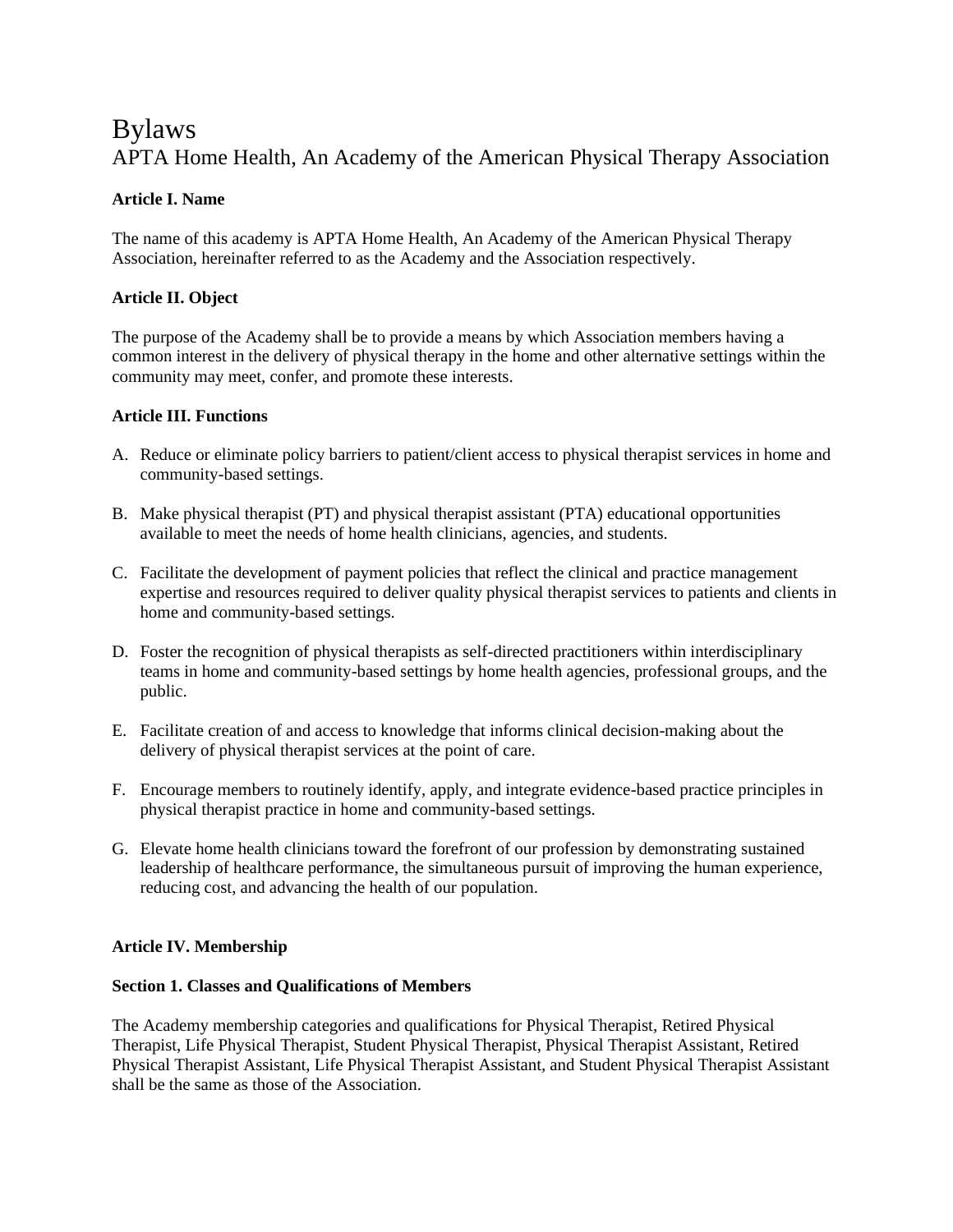# Bylaws

## APTA Home Health, An Academy of the American Physical Therapy Association

**Article I. Name**

The name of this academy is APTA Home Health, An Academy of the American Physical Therapy Association, hereinafter referred to as the Academy and the Association respectively.

**Article II. Object**

The purpose of the Academy shall be to provide a means by which Association members having a common interest in the delivery of physical therapy in the home and other alternative settings within the community may meet, confer, and promote these interests.

**Article III. Functions**

A. Reduce or eliminate policy barriers to patient/client access to physical therapist services in home and community-based settings.

B. Make physical therapist (PT) and physical therapist assistant (PTA) educational opportunities available to meet the needs of home health clinicians, agencies, and students.

C. Facilitate the development of payment policies that reflect the clinical and practice management expertise and resources required to deliver quality physical therapist services to patients and clients in home and community-based settings.

D. Foster the recognition of physical therapists as self-directed practitioners within interdisciplinary teams in home and community-based settings by home health agencies, professional groups, and the public.

E. Facilitate creation of and access to knowledge that informs clinical decision-making about the delivery of physical therapist services at the point of care.

F. Encourage members to routinely identify, apply, and integrate evidence-based practice principles in physical therapist practice in home and community-based settings.

G. Elevate home health clinicians toward the forefront of our profession by demonstrating sustained leadership of healthcare performance, the simultaneous pursuit of improving the human experience, reducing cost, and advancing the health of our population.

**Article IV. Membership**

**Section 1. Classes and Qualifications of Members**

The Academy membership categories and qualifications for Physical Therapist, Retired Physical Therapist, Life Physical Therapist, Student Physical Therapist, Physical Therapist Assistant, Retired Physical Therapist Assistant, Life Physical Therapist Assistant, and Student Physical Therapist Assistant shall be the same as those of the Association.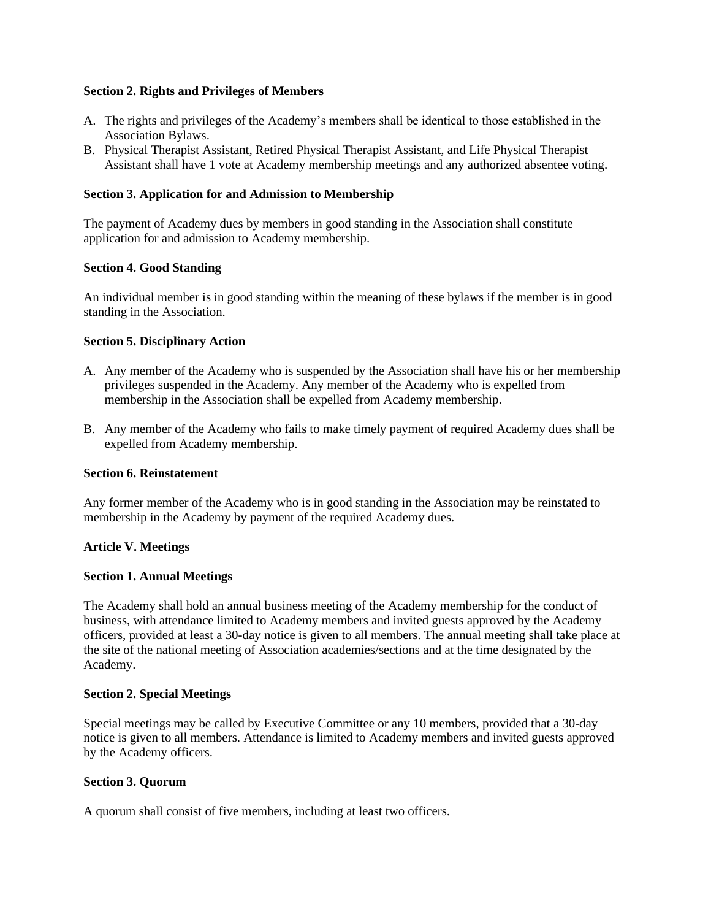**Section 2. Rights and Privileges of Members**

A. The rights and privileges of the Academy's members shall be identical to those established in the Association Bylaws.
B. Physical Therapist Assistant, Retired Physical Therapist Assistant, and Life Physical Therapist Assistant shall have 1 vote at Academy membership meetings and any authorized absentee voting.

**Section 3. Application for and Admission to Membership**

The payment of Academy dues by members in good standing in the Association shall constitute application for and admission to Academy membership.

**Section 4. Good Standing**

An individual member is in good standing within the meaning of these bylaws if the member is in good standing in the Association.

**Section 5. Disciplinary Action**

A. Any member of the Academy who is suspended by the Association shall have his or her membership privileges suspended in the Academy. Any member of the Academy who is expelled from membership in the Association shall be expelled from Academy membership.

B. Any member of the Academy who fails to make timely payment of required Academy dues shall be expelled from Academy membership.

**Section 6. Reinstatement**

Any former member of the Academy who is in good standing in the Association may be reinstated to membership in the Academy by payment of the required Academy dues.

**Article V. Meetings**

**Section 1. Annual Meetings**

The Academy shall hold an annual business meeting of the Academy membership for the conduct of business, with attendance limited to Academy members and invited guests approved by the Academy officers, provided at least a 30-day notice is given to all members. The annual meeting shall take place at the site of the national meeting of Association academies/sections and at the time designated by the Academy.

**Section 2. Special Meetings**

Special meetings may be called by Executive Committee or any 10 members, provided that a 30-day notice is given to all members. Attendance is limited to Academy members and invited guests approved by the Academy officers.

**Section 3. Quorum**

A quorum shall consist of five members, including at least two officers.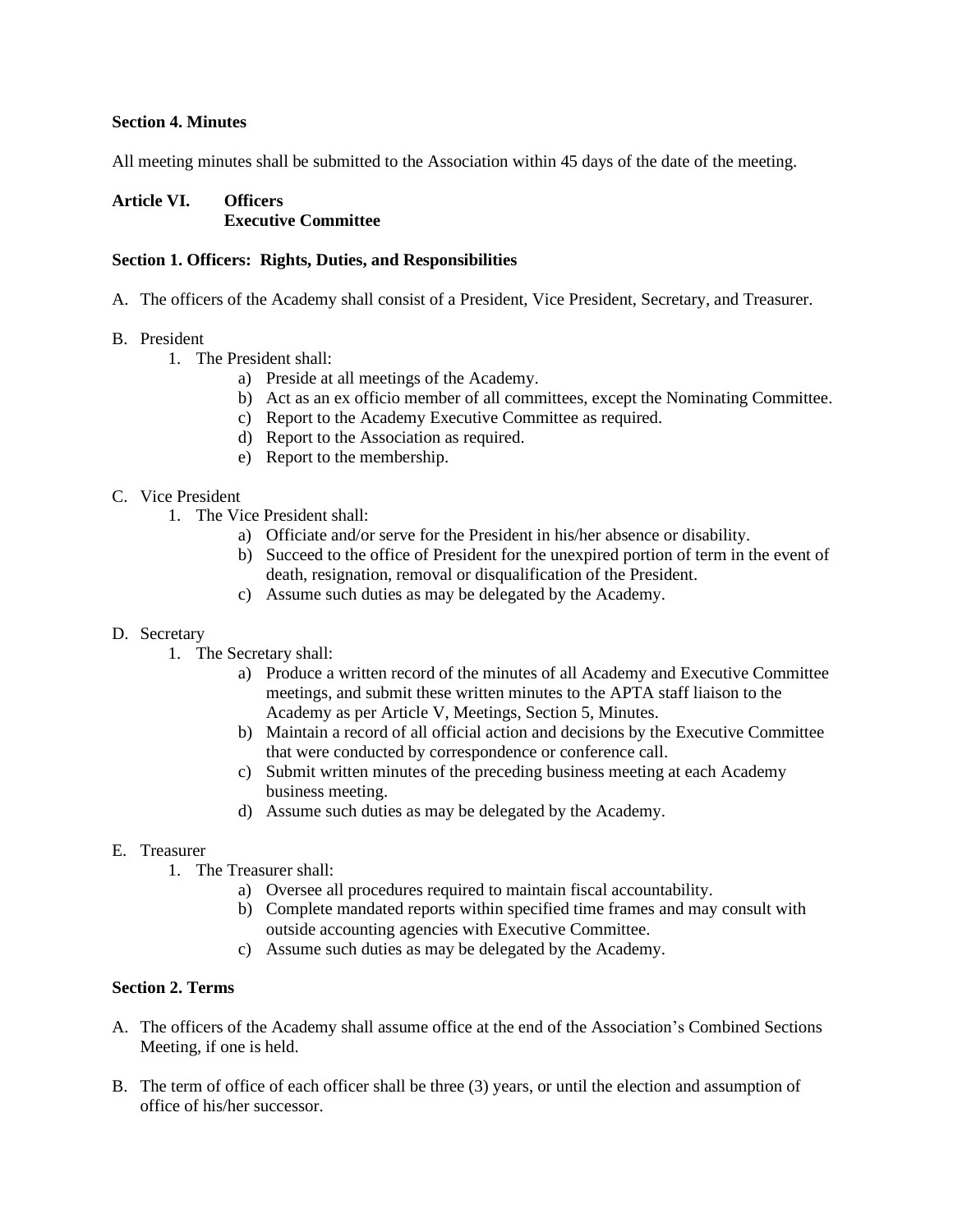**Section 4. Minutes**

All meeting minutes shall be submitted to the Association within 45 days of the date of the meeting.

## Article VI. Officers
## Executive Committee

**Section 1. Officers: Rights, Duties, and Responsibilities**

A. The officers of the Academy shall consist of a President, Vice President, Secretary, and Treasurer.

B. President
   1. The President shall:
      a) Preside at all meetings of the Academy.
      b) Act as an ex officio member of all committees, except the Nominating Committee.
      c) Report to the Academy Executive Committee as required.
      d) Report to the Association as required.
      e) Report to the membership.

C. Vice President
   1. The Vice President shall:
      a) Officiate and/or serve for the President in his/her absence or disability.
      b) Succeed to the office of President for the unexpired portion of term in the event of death, resignation, removal or disqualification of the President.
      c) Assume such duties as may be delegated by the Academy.

D. Secretary
   1. The Secretary shall:
      a) Produce a written record of the minutes of all Academy and Executive Committee meetings, and submit these written minutes to the APTA staff liaison to the Academy as per Article V, Meetings, Section 5, Minutes.
      b) Maintain a record of all official action and decisions by the Executive Committee that were conducted by correspondence or conference call.
      c) Submit written minutes of the preceding business meeting at each Academy business meeting.
      d) Assume such duties as may be delegated by the Academy.

E. Treasurer
   1. The Treasurer shall:
      a) Oversee all procedures required to maintain fiscal accountability.
      b) Complete mandated reports within specified time frames and may consult with outside accounting agencies with Executive Committee.
      c) Assume such duties as may be delegated by the Academy.

**Section 2. Terms**

A. The officers of the Academy shall assume office at the end of the Association's Combined Sections Meeting, if one is held.

B. The term of office of each officer shall be three (3) years, or until the election and assumption of office of his/her successor.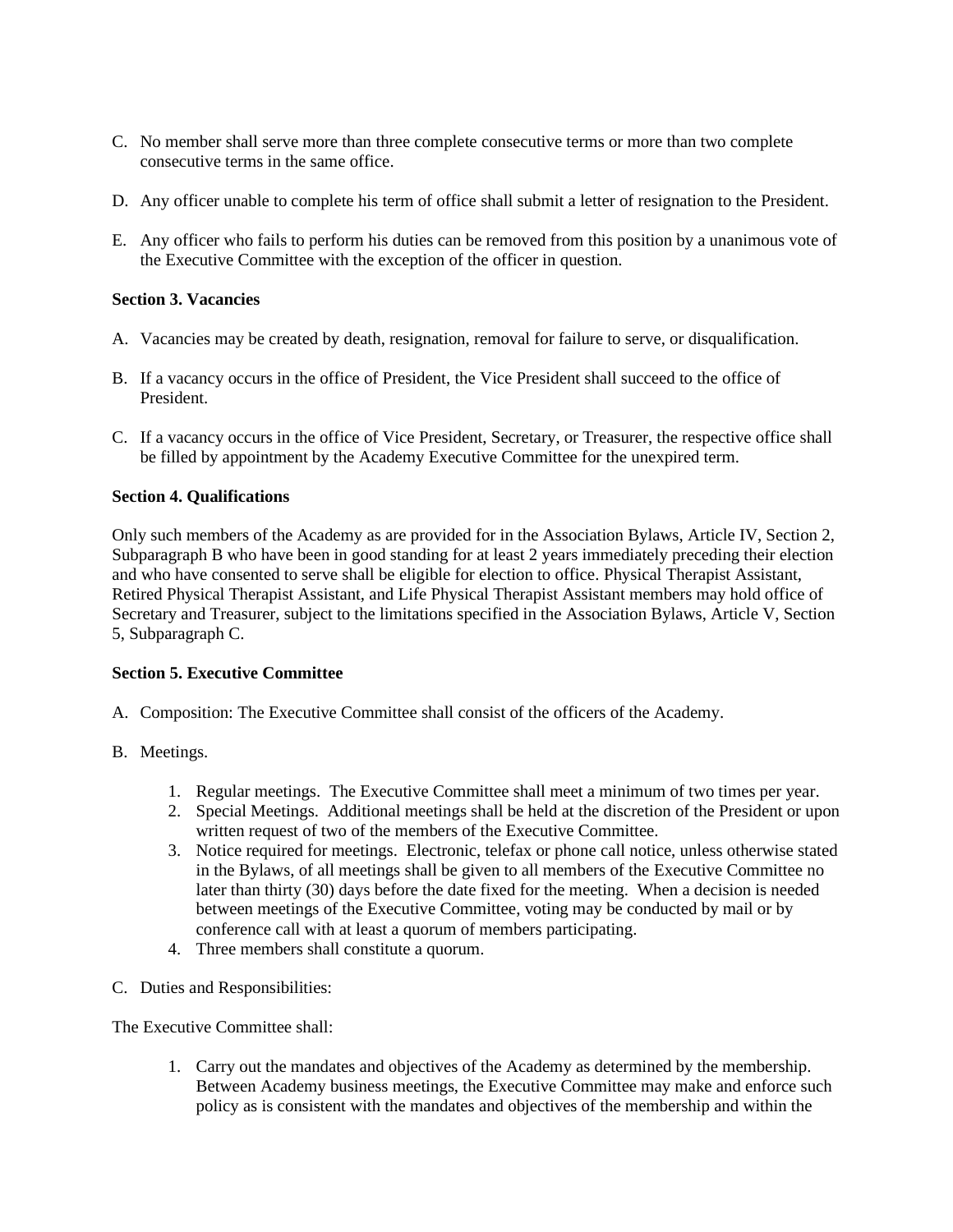C. No member shall serve more than three complete consecutive terms or more than two complete consecutive terms in the same office.

D. Any officer unable to complete his term of office shall submit a letter of resignation to the President.

E. Any officer who fails to perform his duties can be removed from this position by a unanimous vote of the Executive Committee with the exception of the officer in question.

**Section 3. Vacancies**

A. Vacancies may be created by death, resignation, removal for failure to serve, or disqualification.

B. If a vacancy occurs in the office of President, the Vice President shall succeed to the office of President.

C. If a vacancy occurs in the office of Vice President, Secretary, or Treasurer, the respective office shall be filled by appointment by the Academy Executive Committee for the unexpired term.

**Section 4. Qualifications**

Only such members of the Academy as are provided for in the Association Bylaws, Article IV, Section 2, Subparagraph B who have been in good standing for at least 2 years immediately preceding their election and who have consented to serve shall be eligible for election to office. Physical Therapist Assistant, Retired Physical Therapist Assistant, and Life Physical Therapist Assistant members may hold office of Secretary and Treasurer, subject to the limitations specified in the Association Bylaws, Article V, Section 5, Subparagraph C.

**Section 5. Executive Committee**

A. Composition: The Executive Committee shall consist of the officers of the Academy.

B. Meetings.

1. Regular meetings. The Executive Committee shall meet a minimum of two times per year.
2. Special Meetings. Additional meetings shall be held at the discretion of the President or upon written request of two of the members of the Executive Committee.
3. Notice required for meetings. Electronic, telefax or phone call notice, unless otherwise stated in the Bylaws, of all meetings shall be given to all members of the Executive Committee no later than thirty (30) days before the date fixed for the meeting. When a decision is needed between meetings of the Executive Committee, voting may be conducted by mail or by conference call with at least a quorum of members participating.
4. Three members shall constitute a quorum.

C. Duties and Responsibilities:

The Executive Committee shall:

1. Carry out the mandates and objectives of the Academy as determined by the membership. Between Academy business meetings, the Executive Committee may make and enforce such policy as is consistent with the mandates and objectives of the membership and within the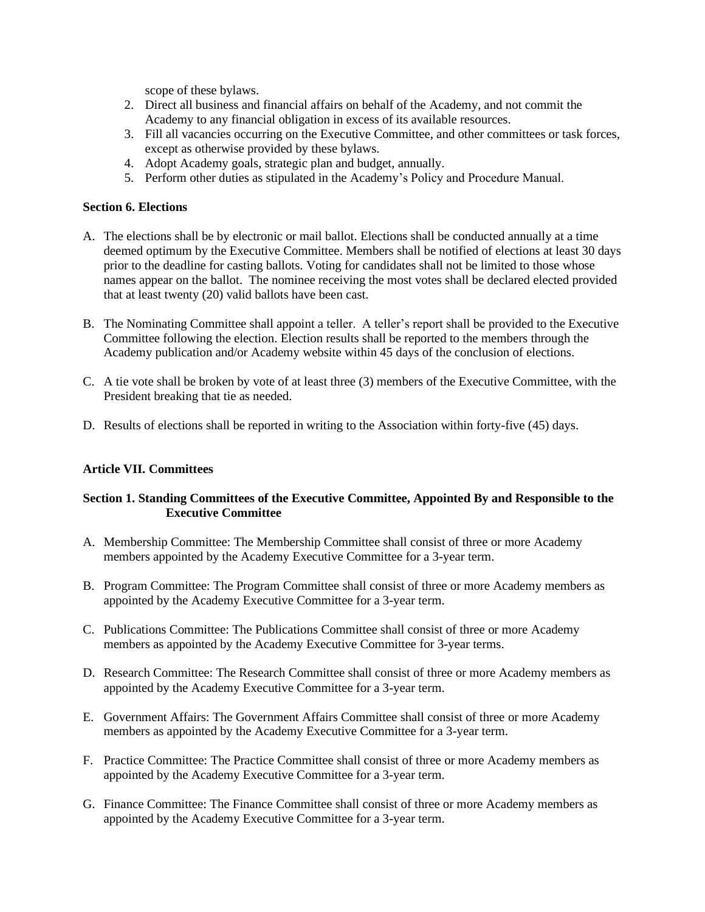scope of these bylaws.

2. Direct all business and financial affairs on behalf of the Academy, and not commit the Academy to any financial obligation in excess of its available resources.
3. Fill all vacancies occurring on the Executive Committee, and other committees or task forces, except as otherwise provided by these bylaws.
4. Adopt Academy goals, strategic plan and budget, annually.
5. Perform other duties as stipulated in the Academy's Policy and Procedure Manual.

**Section 6. Elections**

A. The elections shall be by electronic or mail ballot. Elections shall be conducted annually at a time deemed optimum by the Executive Committee. Members shall be notified of elections at least 30 days prior to the deadline for casting ballots. Voting for candidates shall not be limited to those whose names appear on the ballot. The nominee receiving the most votes shall be declared elected provided that at least twenty (20) valid ballots have been cast.

B. The Nominating Committee shall appoint a teller. A teller's report shall be provided to the Executive Committee following the election. Election results shall be reported to the members through the Academy publication and/or Academy website within 45 days of the conclusion of elections.

C. A tie vote shall be broken by vote of at least three (3) members of the Executive Committee, with the President breaking that tie as needed.

D. Results of elections shall be reported in writing to the Association within forty-five (45) days.

## Article VII. Committees

### Section 1. Standing Committees of the Executive Committee, Appointed By and Responsible to the Executive Committee

A. Membership Committee: The Membership Committee shall consist of three or more Academy members appointed by the Academy Executive Committee for a 3-year term.

B. Program Committee: The Program Committee shall consist of three or more Academy members as appointed by the Academy Executive Committee for a 3-year term.

C. Publications Committee: The Publications Committee shall consist of three or more Academy members as appointed by the Academy Executive Committee for 3-year terms.

D. Research Committee: The Research Committee shall consist of three or more Academy members as appointed by the Academy Executive Committee for a 3-year term.

E. Government Affairs: The Government Affairs Committee shall consist of three or more Academy members as appointed by the Academy Executive Committee for a 3-year term.

F. Practice Committee: The Practice Committee shall consist of three or more Academy members as appointed by the Academy Executive Committee for a 3-year term.

G. Finance Committee: The Finance Committee shall consist of three or more Academy members as appointed by the Academy Executive Committee for a 3-year term.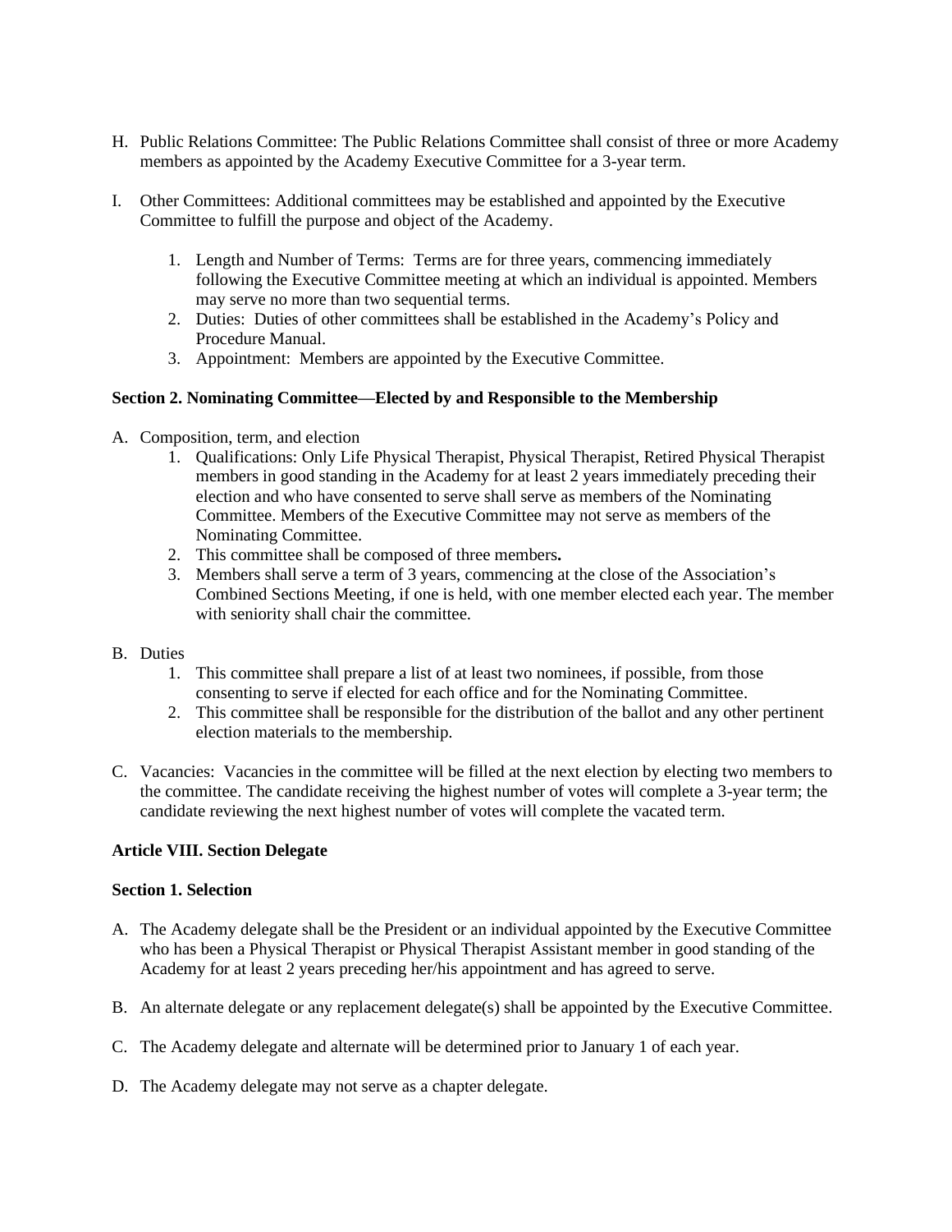H. Public Relations Committee: The Public Relations Committee shall consist of three or more Academy members as appointed by the Academy Executive Committee for a 3-year term.

I. Other Committees: Additional committees may be established and appointed by the Executive Committee to fulfill the purpose and object of the Academy.

    1. Length and Number of Terms: Terms are for three years, commencing immediately following the Executive Committee meeting at which an individual is appointed. Members may serve no more than two sequential terms.
    2. Duties: Duties of other committees shall be established in the Academy's Policy and Procedure Manual.
    3. Appointment: Members are appointed by the Executive Committee.

**Section 2. Nominating Committee—Elected by and Responsible to the Membership**

A. Composition, term, and election
    1. Qualifications: Only Life Physical Therapist, Physical Therapist, Retired Physical Therapist members in good standing in the Academy for at least 2 years immediately preceding their election and who have consented to serve shall serve as members of the Nominating Committee. Members of the Executive Committee may not serve as members of the Nominating Committee.
    2. This committee shall be composed of three members**.**
    3. Members shall serve a term of 3 years, commencing at the close of the Association's Combined Sections Meeting, if one is held, with one member elected each year. The member with seniority shall chair the committee.

B. Duties
    1. This committee shall prepare a list of at least two nominees, if possible, from those consenting to serve if elected for each office and for the Nominating Committee.
    2. This committee shall be responsible for the distribution of the ballot and any other pertinent election materials to the membership.

C. Vacancies: Vacancies in the committee will be filled at the next election by electing two members to the committee. The candidate receiving the highest number of votes will complete a 3-year term; the candidate reviewing the next highest number of votes will complete the vacated term.

**Article VIII. Section Delegate**

**Section 1. Selection**

A. The Academy delegate shall be the President or an individual appointed by the Executive Committee who has been a Physical Therapist or Physical Therapist Assistant member in good standing of the Academy for at least 2 years preceding her/his appointment and has agreed to serve.

B. An alternate delegate or any replacement delegate(s) shall be appointed by the Executive Committee.

C. The Academy delegate and alternate will be determined prior to January 1 of each year.

D. The Academy delegate may not serve as a chapter delegate.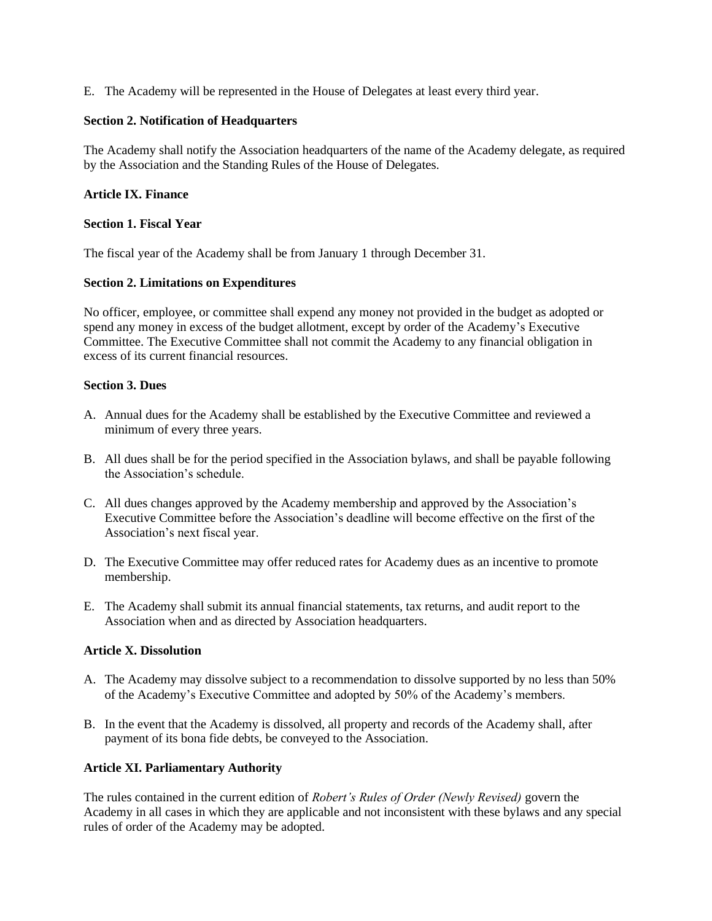E. The Academy will be represented in the House of Delegates at least every third year.

**Section 2. Notification of Headquarters**

The Academy shall notify the Association headquarters of the name of the Academy delegate, as required by the Association and the Standing Rules of the House of Delegates.

**Article IX. Finance**

**Section 1. Fiscal Year**

The fiscal year of the Academy shall be from January 1 through December 31.

**Section 2. Limitations on Expenditures**

No officer, employee, or committee shall expend any money not provided in the budget as adopted or spend any money in excess of the budget allotment, except by order of the Academy's Executive Committee. The Executive Committee shall not commit the Academy to any financial obligation in excess of its current financial resources.

**Section 3. Dues**

A. Annual dues for the Academy shall be established by the Executive Committee and reviewed a minimum of every three years.

B. All dues shall be for the period specified in the Association bylaws, and shall be payable following the Association's schedule.

C. All dues changes approved by the Academy membership and approved by the Association's Executive Committee before the Association's deadline will become effective on the first of the Association's next fiscal year.

D. The Executive Committee may offer reduced rates for Academy dues as an incentive to promote membership.

E. The Academy shall submit its annual financial statements, tax returns, and audit report to the Association when and as directed by Association headquarters.

**Article X. Dissolution**

A. The Academy may dissolve subject to a recommendation to dissolve supported by no less than 50% of the Academy's Executive Committee and adopted by 50% of the Academy's members.

B. In the event that the Academy is dissolved, all property and records of the Academy shall, after payment of its bona fide debts, be conveyed to the Association.

**Article XI. Parliamentary Authority**

The rules contained in the current edition of *Robert's Rules of Order (Newly Revised)* govern the Academy in all cases in which they are applicable and not inconsistent with these bylaws and any special rules of order of the Academy may be adopted.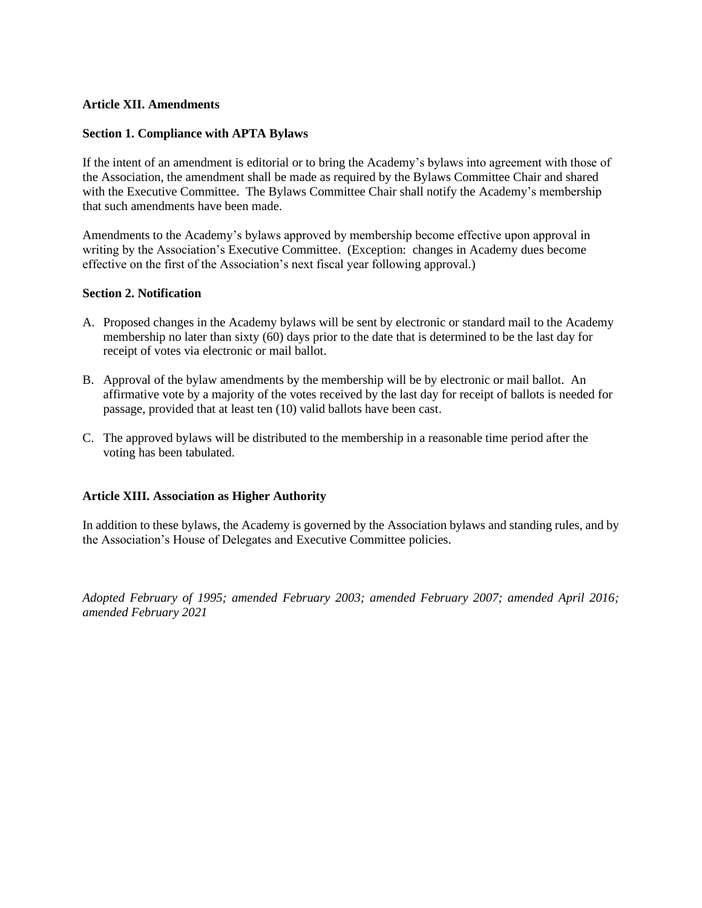**Article XII. Amendments**

**Section 1. Compliance with APTA Bylaws**

If the intent of an amendment is editorial or to bring the Academy's bylaws into agreement with those of the Association, the amendment shall be made as required by the Bylaws Committee Chair and shared with the Executive Committee. The Bylaws Committee Chair shall notify the Academy's membership that such amendments have been made.

Amendments to the Academy's bylaws approved by membership become effective upon approval in writing by the Association's Executive Committee. (Exception: changes in Academy dues become effective on the first of the Association's next fiscal year following approval.)

**Section 2. Notification**

A. Proposed changes in the Academy bylaws will be sent by electronic or standard mail to the Academy membership no later than sixty (60) days prior to the date that is determined to be the last day for receipt of votes via electronic or mail ballot.

B. Approval of the bylaw amendments by the membership will be by electronic or mail ballot. An affirmative vote by a majority of the votes received by the last day for receipt of ballots is needed for passage, provided that at least ten (10) valid ballots have been cast.

C. The approved bylaws will be distributed to the membership in a reasonable time period after the voting has been tabulated.

**Article XIII. Association as Higher Authority**

In addition to these bylaws, the Academy is governed by the Association bylaws and standing rules, and by the Association's House of Delegates and Executive Committee policies.

*Adopted February of 1995; amended February 2003; amended February 2007; amended April 2016; amended February 2021*